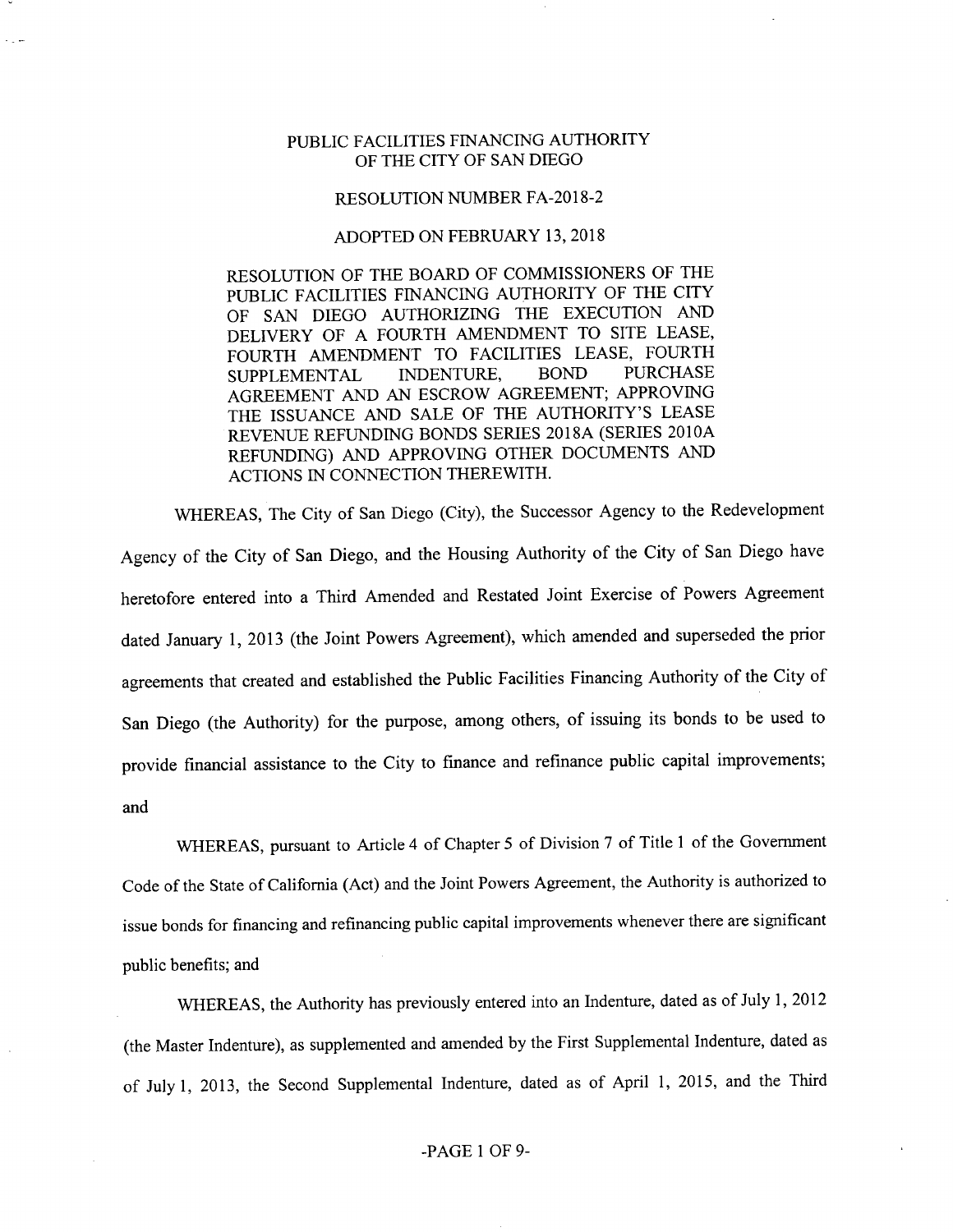# PUBLIC FACILITIES FINANCING AUTHORITY OF THE CITY OF SAN DIEGO

## RESOLUTION NUMBER FA-2018-2

## ADOPTED ON FEBRUARY 13, 2018

RESOLUTION OF THE BOARD OF COMMISSIONERS OF THE PUBLIC FACILITIES FINANCING AUTHORITY OF THE CITY OF SAN DIEGO AUTHORIZING THE EXECUTION AND DELIVERY OF A FOURTH AMENDMENT TO SITE LEASE, FOURTH AMENDMENT TO FACILITIES LEASE, FOURTH SUPPLEMENTAL INDENTURE, BOND PURCHASE AGREEMENT AND AN ESCROW AGREEMENT; APPROVING THE ISSUANCE AND SALE OF THE AUTHORITY'S LEASE REVENUE REFUNDING BONDS SERIES 2018A (SERIES 2010A REFUNDING) AND APPROVING OTHER DOCUMENTS AND ACTIONS IN CONNECTION THEREWITH.

WHEREAS, The City of San Diego (City), the Successor Agency to the Redevelopment Agency of the City of San Diego, and the Housing Authority of the City of San Diego have heretofore entered into a Third Amended and Restated Joint Exercise of Powers Agreement dated January 1, 2013 (the Joint Powers Agreement), which amended and superseded the prior agreements that created and established the Public Facilities Financing Authority of the City of San Diego (the Authority) for the purpose, among others, of issuing its bonds to be used to provide financial assistance to the City to finance and refinance public capital improvements; and

WHEREAS, pursuant to Article 4 of Chapter 5 of Division 7 of Title 1 of the Government Code of the State of California (Act) and the Joint Powers Agreement, the Authority is authorized to issue bonds for financing and refinancing public capital improvements whenever there are significant public benefits; and

WHEREAS, the Authority has previously entered into an Indenture, dated as of July 1, 2012 (the Master Indenture), as supplemented and amended by the First Supplemental Indenture, dated as of July 1, 2013, the Second Supplemental Indenture, dated as of April 1, 2015, and the Third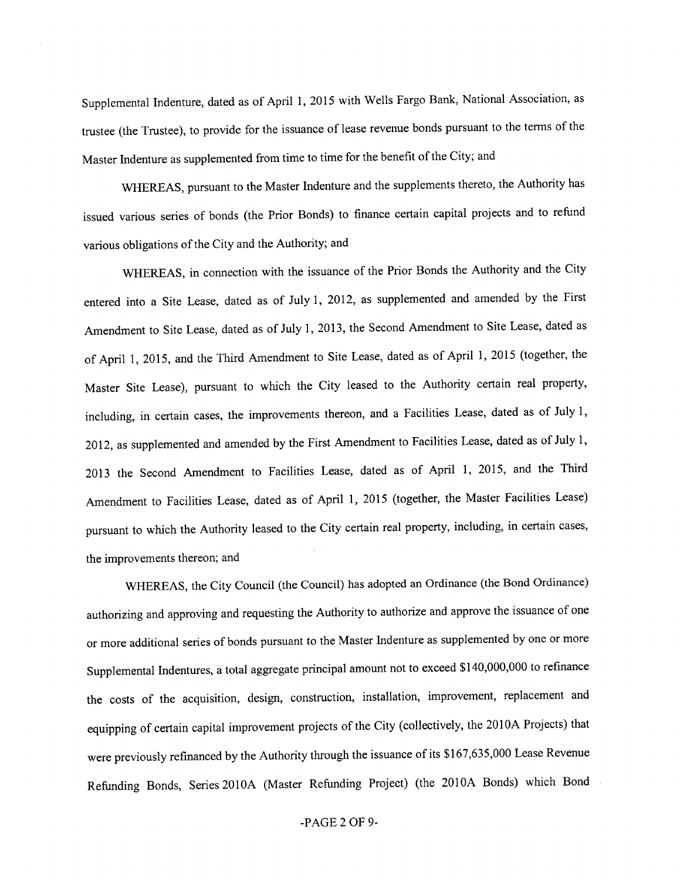Supplemental Indenture, dated as of April 1, 2015 with Wells Fargo Bank, National Association, as trustee (the Trustee), to provide for the issuance of lease revenue bonds pursuant to the terms of the Master Indenture as supplemented from time to time for the benefit of the City; and

WHEREAS, pursuant to the Master Indenture and the supplements thereto, the Authority has issued various series of bonds (the Prior Bonds) to finance certain capital projects and to refund various obligations of the City and the Authority; and

WHEREAS, in connection with the issuance of the Prior Bonds the Authority and the City entered into a Site Lease, dated as of July 1, 2012, as supplemented and amended by the First Amendment to Site Lease, dated as of July 1, 2013, the Second Amendment to Site Lease, dated as of April 1, 2015, and the Third Amendment to Site Lease, dated as of April 1, 2015 (together, the Master Site Lease), pursuant to which the City leased to the Authority certain real property, including, in certain cases, the improvements thereon, and a Facilities Lease, dated as of July 1, 2012, as supplemented and amended by the First Amendment to Facilities Lease, dated as of July 1, 2013 the Second Amendment to Facilities Lease, dated as of April 1, 2015, and the Third Amendment to Facilities Lease, dated as of April 1, 2015 (together, the Master Facilities Lease) pursuant to which the Authority leased to the City certain real property, including, in certain cases, the improvements thereon; and

WHEREAS, the City Council (the Council) has adopted an Ordinance (the Bond Ordinance) authorizing and approving and requesting the Authority to authorize and approve the issuance of one or more additional series of bonds pursuant to the Master Indenture as supplemented by one or more Supplemental Indentures, a total aggregate principal amount not to exceed $140,000,000 to refinance the costs of the acquisition, design, construction, installation, improvement, replacement and equipping of certain capital improvement projects of the City (collectively, the 2010A Projects) that were previously refinanced by the Authority through the issuance of its $167,635,000 Lease Revenue Refunding Bonds, Series 2010A (Master Refunding Project) (the 2010A Bonds) which Bond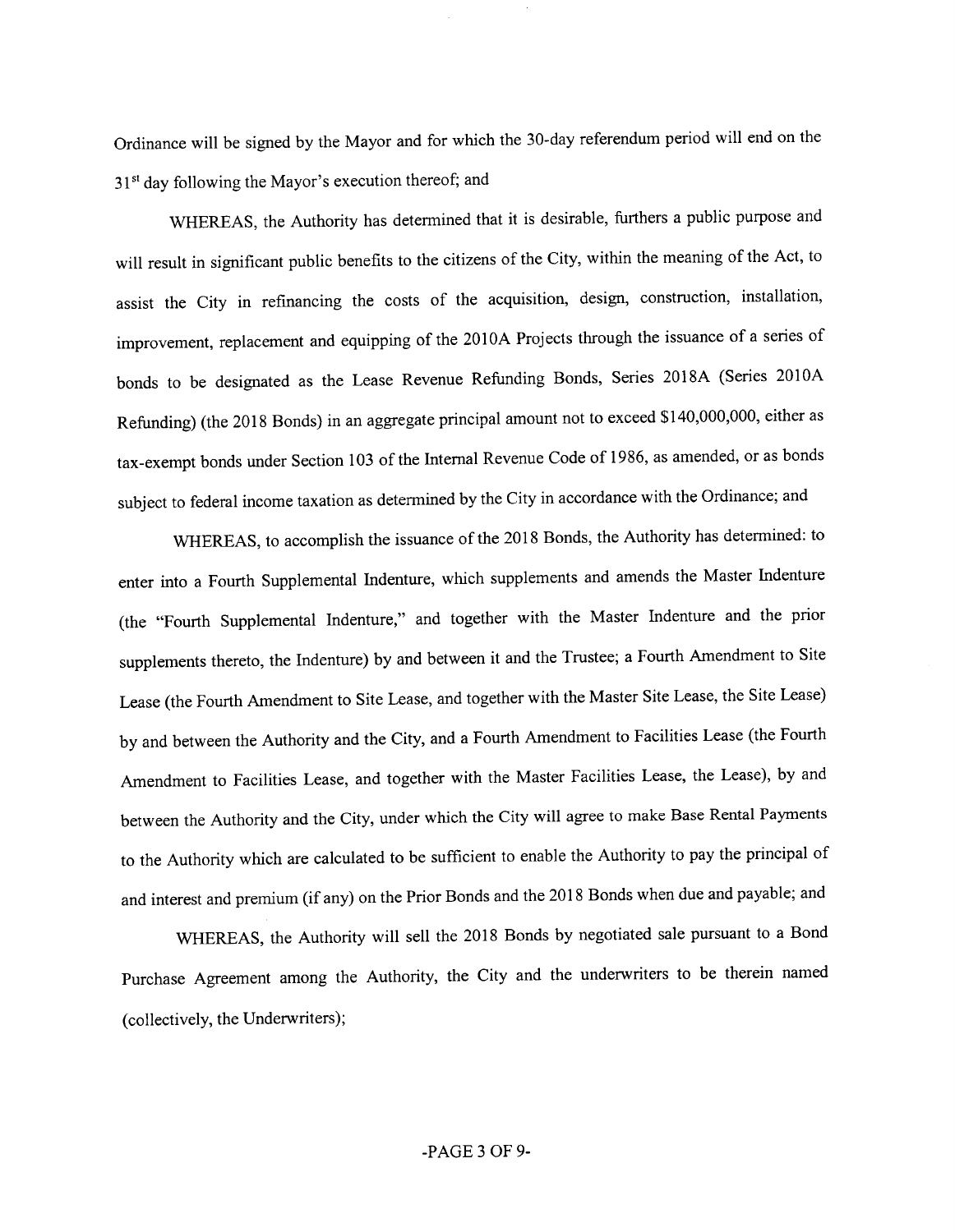Ordinance will be signed by the Mayor and for which the 30-day referendum period will end on the 31st day following the Mayor's execution thereof; and

WHEREAS, the Authority has determined that it is desirable, furthers a public purpose and will result in significant public benefits to the citizens of the City, within the meaning of the Act, to assist the City in refinancing the costs of the acquisition, design, construction, installation, improvement, replacement and equipping of the 2010A Projects through the issuance of a series of bonds to be designated as the Lease Revenue Refunding Bonds, Series 2018A (Series 2010A Refunding) (the 2018 Bonds) in an aggregate principal amount not to exceed $140,000,000, either as tax-exempt bonds under Section 103 of the Internal Revenue Code of 1986, as amended, or as bonds subject to federal income taxation as determined by the City in accordance with the Ordinance; and

WHEREAS, to accomplish the issuance of the 2018 Bonds, the Authority has determined: to enter into a Fourth Supplemental Indenture, which supplements and amends the Master Indenture (the "Fourth Supplemental Indenture," and together with the Master Indenture and the prior supplements thereto, the Indenture) by and between it and the Trustee; a Fourth Amendment to Site Lease (the Fourth Amendment to Site Lease, and together with the Master Site Lease, the Site Lease) by and between the Authority and the City, and a Fourth Amendment to Facilities Lease (the Fourth Amendment to Facilities Lease, and together with the Master Facilities Lease, the Lease), by and between the Authority and the City, under which the City will agree to make Base Rental Payments to the Authority which are calculated to be sufficient to enable the Authority to pay the principal of and interest and premium (if any) on the Prior Bonds and the 2018 Bonds when due and payable; and

WHEREAS, the Authority will sell the 2018 Bonds by negotiated sale pursuant to a Bond Purchase Agreement among the Authority, the City and the underwriters to be therein named (collectively, the Underwriters);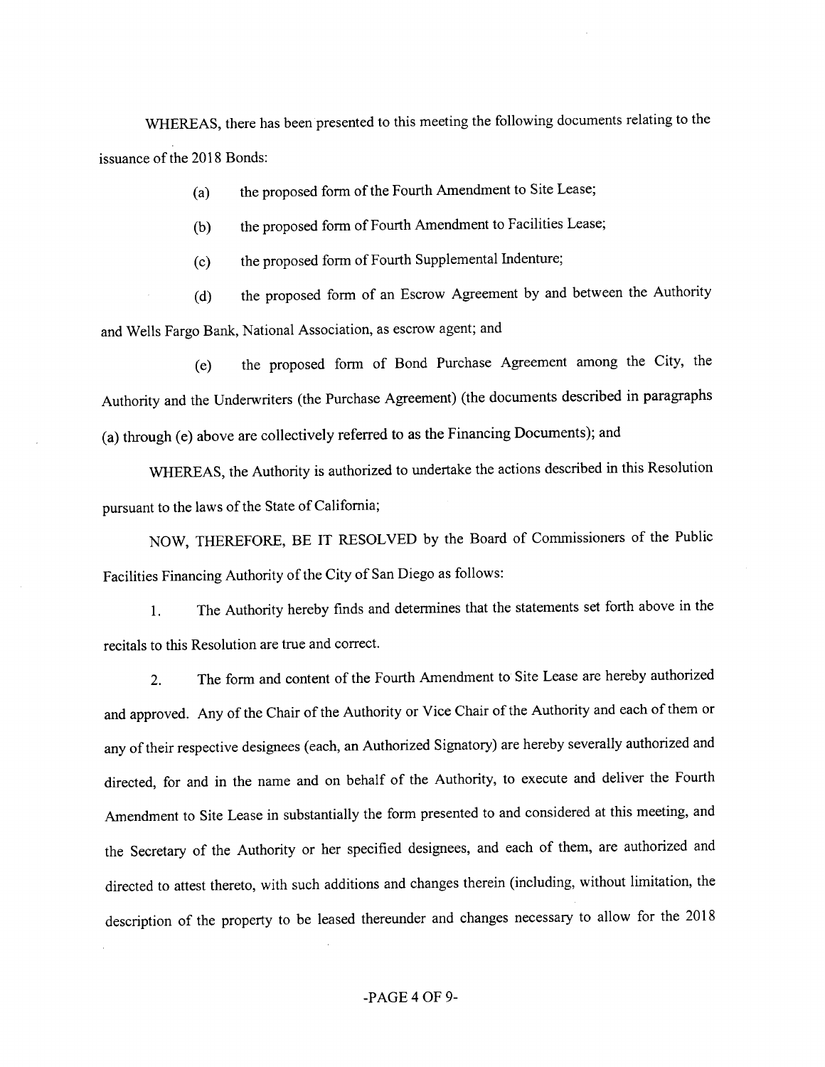WHEREAS, there has been presented to this meeting the following documents relating to the issuance of the 2018 Bonds:

(a) the proposed form of the Fourth Amendment to Site Lease;

(b) the proposed form of Fourth Amendment to Facilities Lease;

(c) the proposed form of Fourth Supplemental Indenture;

(d) the proposed form of an Escrow Agreement by and between the Authority and Wells Fargo Bank, National Association, as escrow agent; and

(e) the proposed form of Bond Purchase Agreement among the City, the Authority and the Underwriters (the Purchase Agreement) (the documents described in paragraphs (a) through (e) above are collectively referred to as the Financing Documents); and

WHEREAS, the Authority is authorized to undertake the actions described in this Resolution pursuant to the laws of the State of California;

NOW, THEREFORE, BE IT RESOLVED by the Board of Commissioners of the Public Facilities Financing Authority of the City of San Diego as follows:

1. The Authority hereby finds and determines that the statements set forth above in the recitals to this Resolution are true and correct.

2. The form and content of the Fourth Amendment to Site Lease are hereby authorized and approved. Any of the Chair of the Authority or Vice Chair of the Authority and each of them or any of their respective designees (each, an Authorized Signatory) are hereby severally authorized and directed, for and in the name and on behalf of the Authority, to execute and deliver the Fourth Amendment to Site Lease in substantially the form presented to and considered at this meeting, and the Secretary of the Authority or her specified designees, and each of them, are authorized and directed to attest thereto, with such additions and changes therein (including, without limitation, the description of the property to be leased thereunder and changes necessary to allow for the 2018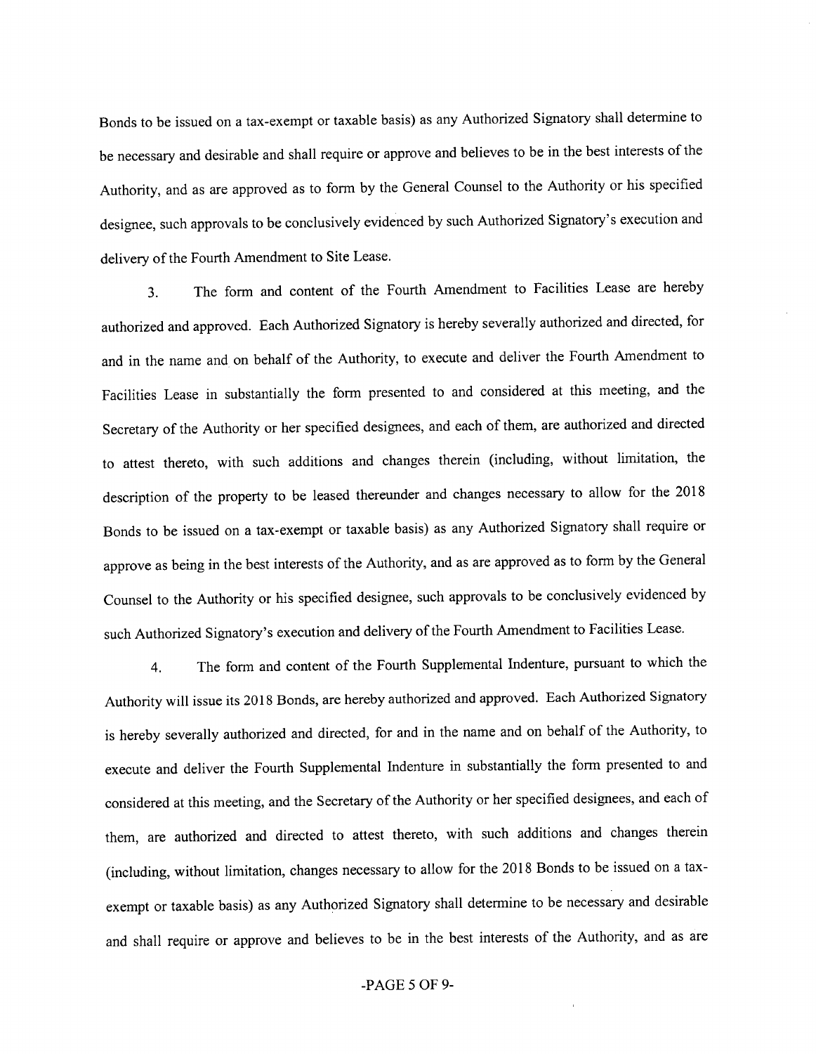Bonds to be issued on a tax-exempt or taxable basis) as any Authorized Signatory shall determine to be necessary and desirable and shall require or approve and believes to be in the best interests of the Authority, and as are approved as to form by the General Counsel to the Authority or his specified designee, such approvals to be conclusively evidenced by such Authorized Signatory's execution and delivery of the Fourth Amendment to Site Lease.

3. The form and content of the Fourth Amendment to Facilities Lease are hereby authorized and approved. Each Authorized Signatory is hereby severally authorized and directed, for and in the name and on behalf of the Authority, to execute and deliver the Fourth Amendment to Facilities Lease in substantially the form presented to and considered at this meeting, and the Secretary of the Authority or her specified designees, and each of them, are authorized and directed to attest thereto, with such additions and changes therein (including, without limitation, the description of the property to be leased thereunder and changes necessary to allow for the 2018 Bonds to be issued on a tax-exempt or taxable basis) as any Authorized Signatory shall require or approve as being in the best interests of the Authority, and as are approved as to form by the General Counsel to the Authority or his specified designee, such approvals to be conclusively evidenced by such Authorized Signatory's execution and delivery of the Fourth Amendment to Facilities Lease.

4. The form and content of the Fourth Supplemental Indenture, pursuant to which the Authority will issue its 2018 Bonds, are hereby authorized and approved. Each Authorized Signatory is hereby severally authorized and directed, for and in the name and on behalf of the Authority, to execute and deliver the Fourth Supplemental Indenture in substantially the form presented to and considered at this meeting, and the Secretary of the Authority or her specified designees, and each of them, are authorized and directed to attest thereto, with such additions and changes therein (including, without limitation, changes necessary to allow for the 2018 Bonds to be issued on a tax-exempt or taxable basis) as any Authorized Signatory shall determine to be necessary and desirable and shall require or approve and believes to be in the best interests of the Authority, and as are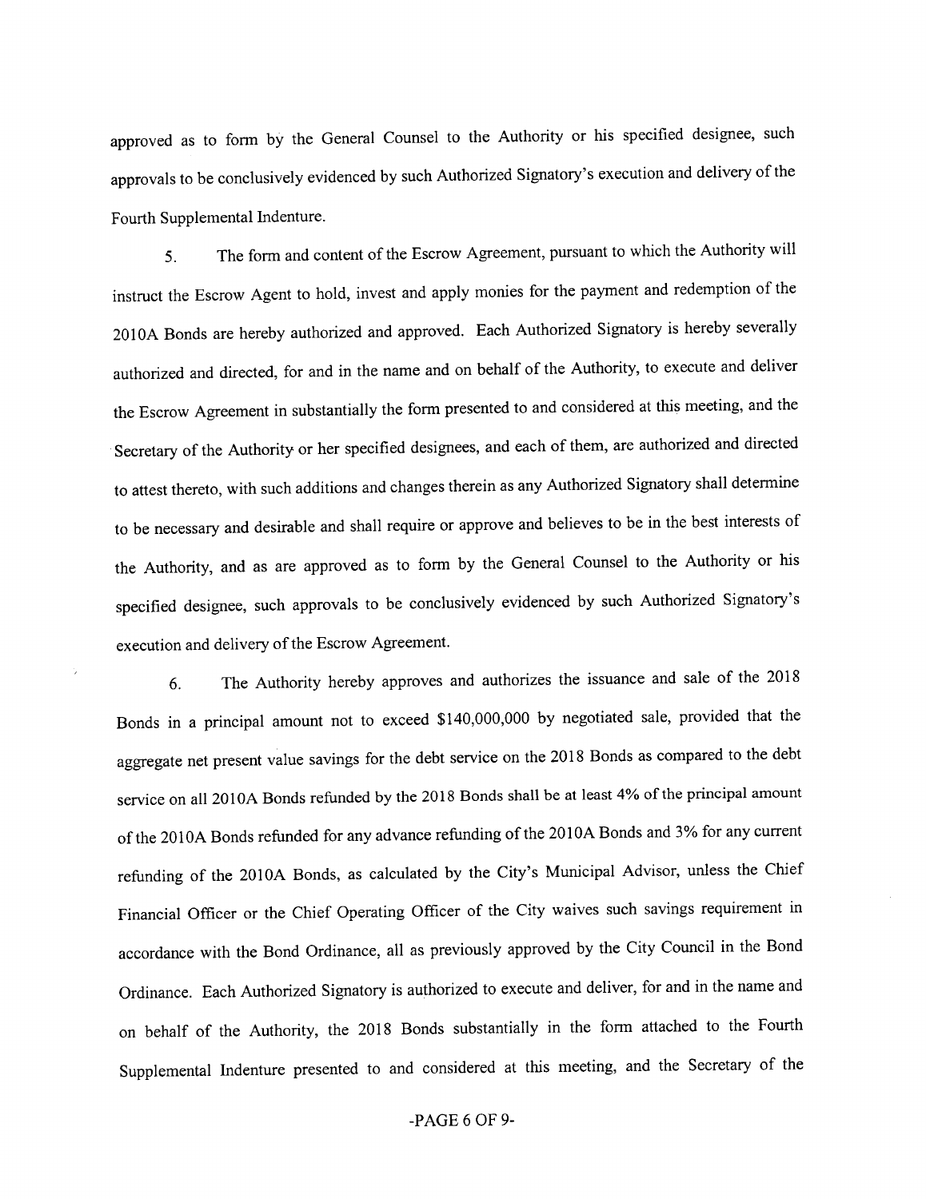approved as to form by the General Counsel to the Authority or his specified designee, such approvals to be conclusively evidenced by such Authorized Signatory's execution and delivery of the Fourth Supplemental Indenture.

5. The form and content of the Escrow Agreement, pursuant to which the Authority will instruct the Escrow Agent to hold, invest and apply monies for the payment and redemption of the 2010A Bonds are hereby authorized and approved. Each Authorized Signatory is hereby severally authorized and directed, for and in the name and on behalf of the Authority, to execute and deliver the Escrow Agreement in substantially the form presented to and considered at this meeting, and the Secretary of the Authority or her specified designees, and each of them, are authorized and directed to attest thereto, with such additions and changes therein as any Authorized Signatory shall determine to be necessary and desirable and shall require or approve and believes to be in the best interests of the Authority, and as are approved as to form by the General Counsel to the Authority or his specified designee, such approvals to be conclusively evidenced by such Authorized Signatory's execution and delivery of the Escrow Agreement.

6. The Authority hereby approves and authorizes the issuance and sale of the 2018 Bonds in a principal amount not to exceed $140,000,000 by negotiated sale, provided that the aggregate net present value savings for the debt service on the 2018 Bonds as compared to the debt service on all 2010A Bonds refunded by the 2018 Bonds shall be at least 4% of the principal amount of the 2010A Bonds refunded for any advance refunding of the 2010A Bonds and 3% for any current refunding of the 2010A Bonds, as calculated by the City's Municipal Advisor, unless the Chief Financial Officer or the Chief Operating Officer of the City waives such savings requirement in accordance with the Bond Ordinance, all as previously approved by the City Council in the Bond Ordinance. Each Authorized Signatory is authorized to execute and deliver, for and in the name and on behalf of the Authority, the 2018 Bonds substantially in the form attached to the Fourth Supplemental Indenture presented to and considered at this meeting, and the Secretary of the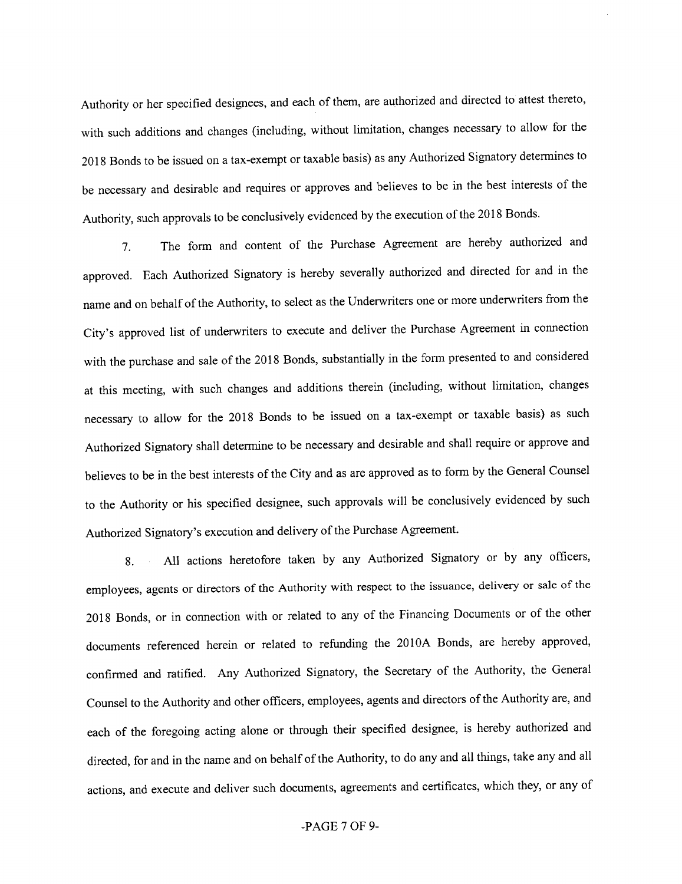Authority or her specified designees, and each of them, are authorized and directed to attest thereto, with such additions and changes (including, without limitation, changes necessary to allow for the 2018 Bonds to be issued on a tax-exempt or taxable basis) as any Authorized Signatory determines to be necessary and desirable and requires or approves and believes to be in the best interests of the Authority, such approvals to be conclusively evidenced by the execution of the 2018 Bonds.

7. The form and content of the Purchase Agreement are hereby authorized and approved. Each Authorized Signatory is hereby severally authorized and directed for and in the name and on behalf of the Authority, to select as the Underwriters one or more underwriters from the City's approved list of underwriters to execute and deliver the Purchase Agreement in connection with the purchase and sale of the 2018 Bonds, substantially in the form presented to and considered at this meeting, with such changes and additions therein (including, without limitation, changes necessary to allow for the 2018 Bonds to be issued on a tax-exempt or taxable basis) as such Authorized Signatory shall determine to be necessary and desirable and shall require or approve and believes to be in the best interests of the City and as are approved as to form by the General Counsel to the Authority or his specified designee, such approvals will be conclusively evidenced by such Authorized Signatory's execution and delivery of the Purchase Agreement.

8. All actions heretofore taken by any Authorized Signatory or by any officers, employees, agents or directors of the Authority with respect to the issuance, delivery or sale of the 2018 Bonds, or in connection with or related to any of the Financing Documents or of the other documents referenced herein or related to refunding the 2010A Bonds, are hereby approved, confirmed and ratified. Any Authorized Signatory, the Secretary of the Authority, the General Counsel to the Authority and other officers, employees, agents and directors of the Authority are, and each of the foregoing acting alone or through their specified designee, is hereby authorized and directed, for and in the name and on behalf of the Authority, to do any and all things, take any and all actions, and execute and deliver such documents, agreements and certificates, which they, or any of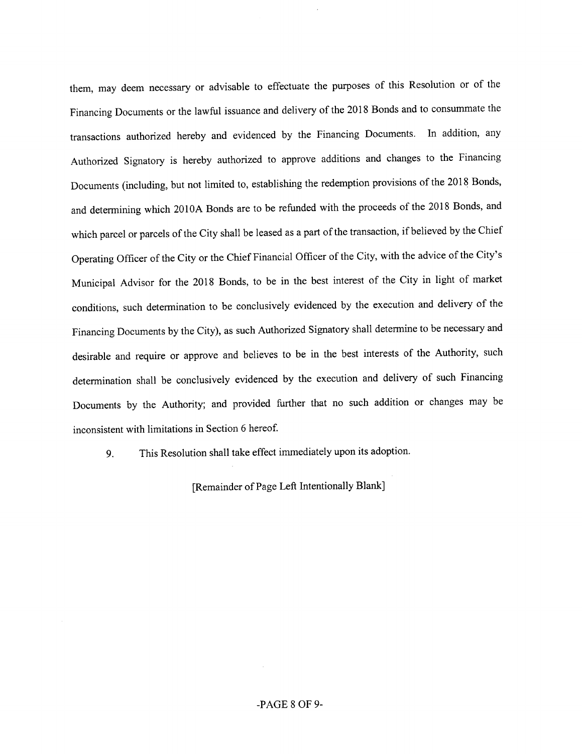them, may deem necessary or advisable to effectuate the purposes of this Resolution or of the Financing Documents or the lawful issuance and delivery of the 2018 Bonds and to consummate the transactions authorized hereby and evidenced by the Financing Documents. In addition, any Authorized Signatory is hereby authorized to approve additions and changes to the Financing Documents (including, but not limited to, establishing the redemption provisions of the 2018 Bonds, and determining which 2010A Bonds are to be refunded with the proceeds of the 2018 Bonds, and which parcel or parcels of the City shall be leased as a part of the transaction, if believed by the Chief Operating Officer of the City or the Chief Financial Officer of the City, with the advice of the City's Municipal Advisor for the 2018 Bonds, to be in the best interest of the City in light of market conditions, such determination to be conclusively evidenced by the execution and delivery of the Financing Documents by the City), as such Authorized Signatory shall determine to be necessary and desirable and require or approve and believes to be in the best interests of the Authority, such determination shall be conclusively evidenced by the execution and delivery of such Financing Documents by the Authority; and provided further that no such addition or changes may be inconsistent with limitations in Section 6 hereof.

9. This Resolution shall take effect immediately upon its adoption.

[Remainder of Page Left Intentionally Blank]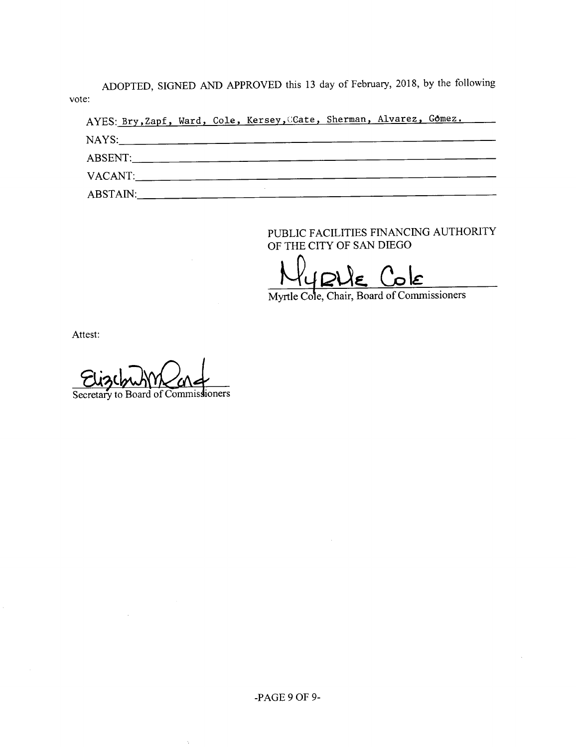ADOPTED, SIGNED AND APPROVED this 13 day of February, 2018, by the following vote:

AYES: Bry, Zapf, Ward, Cole, Kersey, Cate, Sherman, Alvarez, Gómez.

NAYS: ______

ABSENT: ______

VACANT: ______

ABSTAIN: ______

PUBLIC FACILITIES FINANCING AUTHORITY
OF THE CITY OF SAN DIEGO

Myrtle Cole

Myrtle Cole, Chair, Board of Commissioners

Attest:

Elizabeth Maland

Secretary to Board of Commissioners